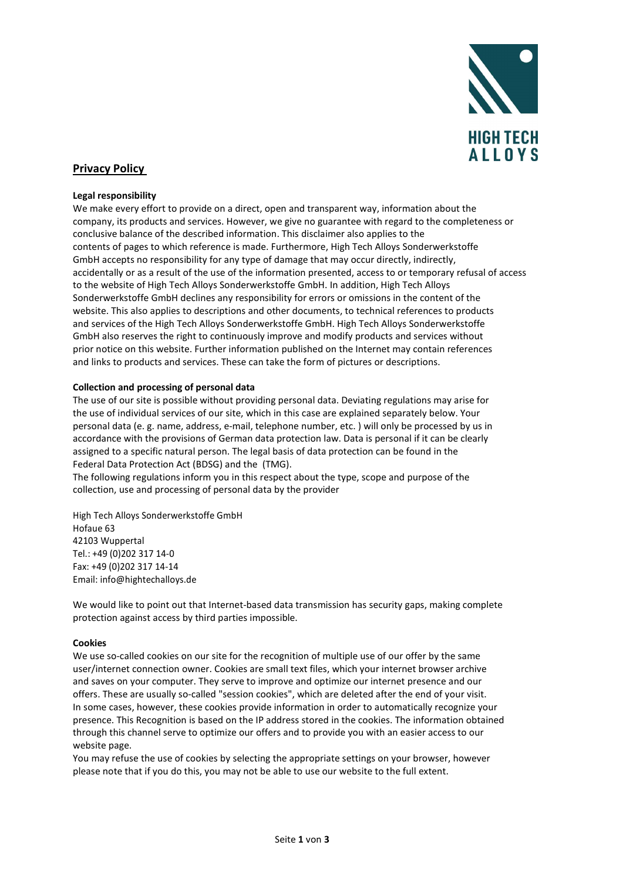HIGH TECH ALLOYS

# Privacy Policy

**Legal responsibility**

We make every effort to provide on a direct, open and transparent way, information about the company, its products and services. However, we give no guarantee with regard to the completeness or conclusive balance of the described information. This disclaimer also applies to the contents of pages to which reference is made. Furthermore, High Tech Alloys Sonderwerkstoffe GmbH accepts no responsibility for any type of damage that may occur directly, indirectly, accidentally or as a result of the use of the information presented, access to or temporary refusal of access to the website of High Tech Alloys Sonderwerkstoffe GmbH. In addition, High Tech Alloys Sonderwerkstoffe GmbH declines any responsibility for errors or omissions in the content of the website. This also applies to descriptions and other documents, to technical references to products and services of the High Tech Alloys Sonderwerkstoffe GmbH. High Tech Alloys Sonderwerkstoffe GmbH also reserves the right to continuously improve and modify products and services without prior notice on this website. Further information published on the Internet may contain references and links to products and services. These can take the form of pictures or descriptions.

**Collection and processing of personal data**

The use of our site is possible without providing personal data. Deviating regulations may arise for the use of individual services of our site, which in this case are explained separately below. Your personal data (e. g. name, address, e-mail, telephone number, etc. ) will only be processed by us in accordance with the provisions of German data protection law. Data is personal if it can be clearly assigned to a specific natural person. The legal basis of data protection can be found in the Federal Data Protection Act (BDSG) and the (TMG).
The following regulations inform you in this respect about the type, scope and purpose of the collection, use and processing of personal data by the provider

High Tech Alloys Sonderwerkstoffe GmbH
Hofaue 63
42103 Wuppertal
Tel.: +49 (0)202 317 14-0
Fax: +49 (0)202 317 14-14
Email: info@hightechalloys.de

We would like to point out that Internet-based data transmission has security gaps, making complete protection against access by third parties impossible.

**Cookies**

We use so-called cookies on our site for the recognition of multiple use of our offer by the same user/internet connection owner. Cookies are small text files, which your internet browser archive and saves on your computer. They serve to improve and optimize our internet presence and our offers. These are usually so-called "session cookies", which are deleted after the end of your visit. In some cases, however, these cookies provide information in order to automatically recognize your presence. This Recognition is based on the IP address stored in the cookies. The information obtained through this channel serve to optimize our offers and to provide you with an easier access to our website page.
You may refuse the use of cookies by selecting the appropriate settings on your browser, however please note that if you do this, you may not be able to use our website to the full extent.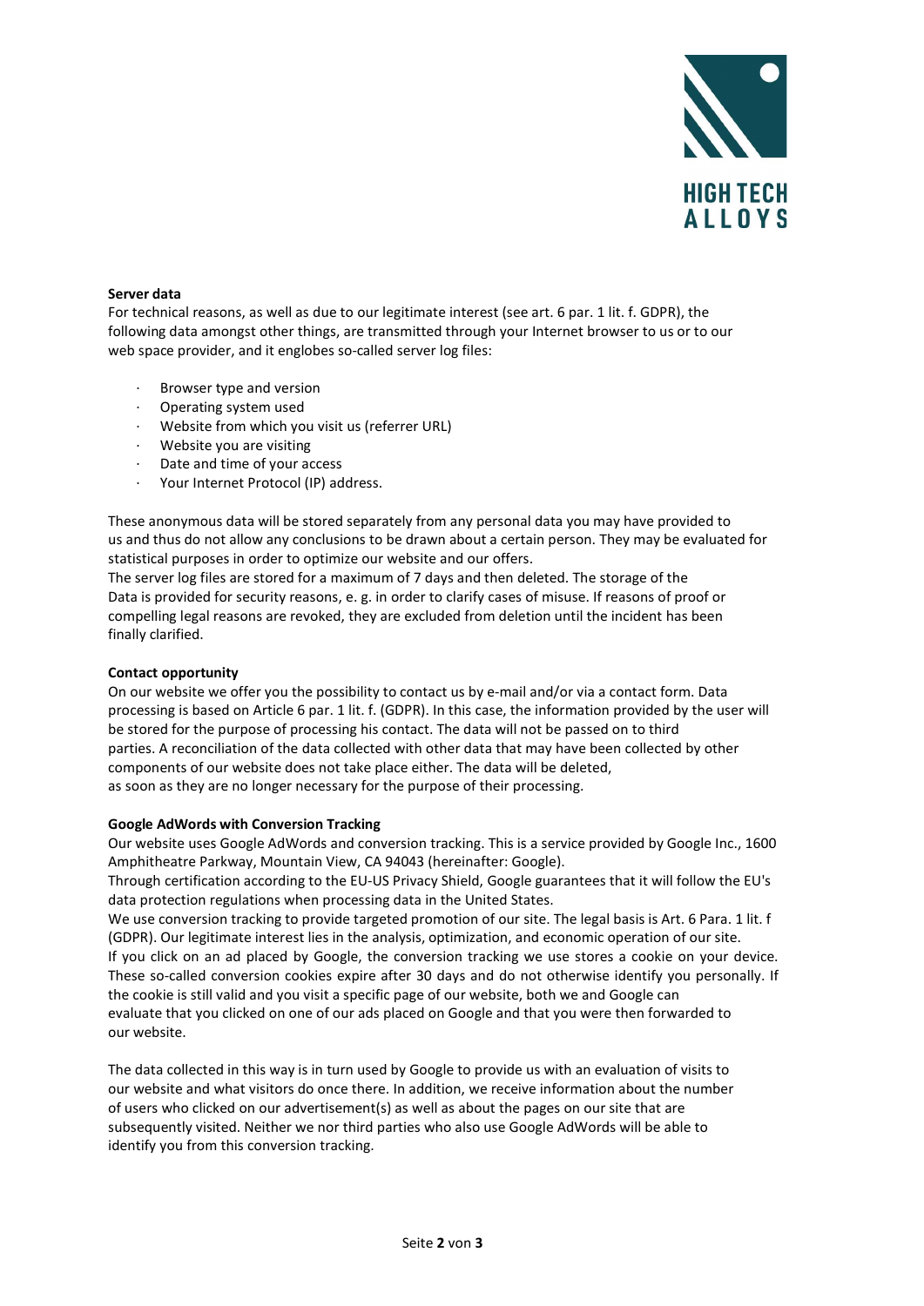**Server data**

For technical reasons, as well as due to our legitimate interest (see art. 6 par. 1 lit. f. GDPR), the following data amongst other things, are transmitted through your Internet browser to us or to our web space provider, and it englobes so-called server log files:

- Browser type and version
- Operating system used
- Website from which you visit us (referrer URL)
- Website you are visiting
- Date and time of your access
- Your Internet Protocol (IP) address.

These anonymous data will be stored separately from any personal data you may have provided to us and thus do not allow any conclusions to be drawn about a certain person. They may be evaluated for statistical purposes in order to optimize our website and our offers.
The server log files are stored for a maximum of 7 days and then deleted. The storage of the Data is provided for security reasons, e. g. in order to clarify cases of misuse. If reasons of proof or compelling legal reasons are revoked, they are excluded from deletion until the incident has been finally clarified.

**Contact opportunity**

On our website we offer you the possibility to contact us by e-mail and/or via a contact form. Data processing is based on Article 6 par. 1 lit. f. (GDPR). In this case, the information provided by the user will be stored for the purpose of processing his contact. The data will not be passed on to third parties. A reconciliation of the data collected with other data that may have been collected by other components of our website does not take place either. The data will be deleted, as soon as they are no longer necessary for the purpose of their processing.

**Google AdWords with Conversion Tracking**

Our website uses Google AdWords and conversion tracking. This is a service provided by Google Inc., 1600 Amphitheatre Parkway, Mountain View, CA 94043 (hereinafter: Google).
Through certification according to the EU-US Privacy Shield, Google guarantees that it will follow the EU's data protection regulations when processing data in the United States.
We use conversion tracking to provide targeted promotion of our site. The legal basis is Art. 6 Para. 1 lit. f (GDPR). Our legitimate interest lies in the analysis, optimization, and economic operation of our site.
If you click on an ad placed by Google, the conversion tracking we use stores a cookie on your device. These so-called conversion cookies expire after 30 days and do not otherwise identify you personally. If the cookie is still valid and you visit a specific page of our website, both we and Google can evaluate that you clicked on one of our ads placed on Google and that you were then forwarded to our website.

The data collected in this way is in turn used by Google to provide us with an evaluation of visits to our website and what visitors do once there. In addition, we receive information about the number of users who clicked on our advertisement(s) as well as about the pages on our site that are subsequently visited. Neither we nor third parties who also use Google AdWords will be able to identify you from this conversion tracking.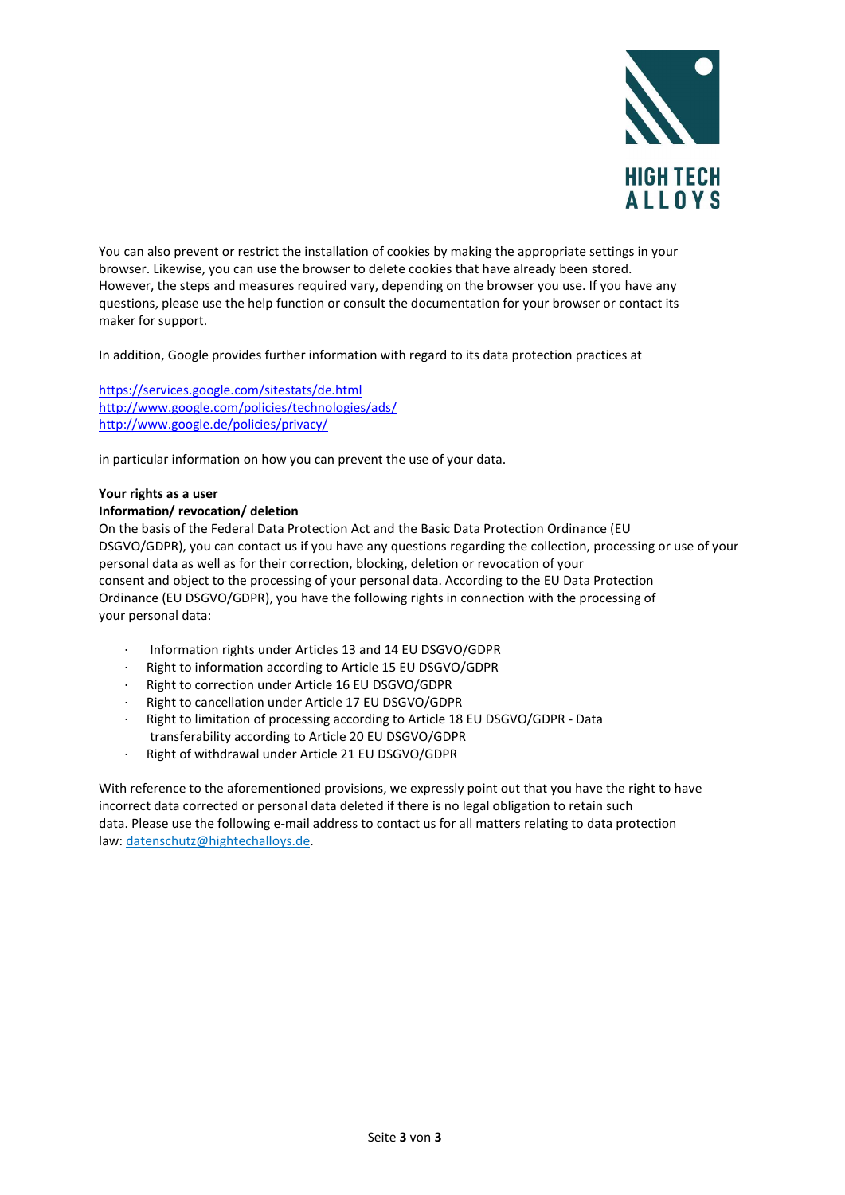You can also prevent or restrict the installation of cookies by making the appropriate settings in your browser. Likewise, you can use the browser to delete cookies that have already been stored. However, the steps and measures required vary, depending on the browser you use. If you have any questions, please use the help function or consult the documentation for your browser or contact its maker for support.

In addition, Google provides further information with regard to its data protection practices at

https://services.google.com/sitestats/de.html
http://www.google.com/policies/technologies/ads/
http://www.google.de/policies/privacy/

in particular information on how you can prevent the use of your data.

**Your rights as a user**
**Information/ revocation/ deletion**
On the basis of the Federal Data Protection Act and the Basic Data Protection Ordinance (EU DSGVO/GDPR), you can contact us if you have any questions regarding the collection, processing or use of your personal data as well as for their correction, blocking, deletion or revocation of your consent and object to the processing of your personal data. According to the EU Data Protection Ordinance (EU DSGVO/GDPR), you have the following rights in connection with the processing of your personal data:

- Information rights under Articles 13 and 14 EU DSGVO/GDPR
- Right to information according to Article 15 EU DSGVO/GDPR
- Right to correction under Article 16 EU DSGVO/GDPR
- Right to cancellation under Article 17 EU DSGVO/GDPR
- Right to limitation of processing according to Article 18 EU DSGVO/GDPR - Data transferability according to Article 20 EU DSGVO/GDPR
- Right of withdrawal under Article 21 EU DSGVO/GDPR

With reference to the aforementioned provisions, we expressly point out that you have the right to have incorrect data corrected or personal data deleted if there is no legal obligation to retain such data. Please use the following e-mail address to contact us for all matters relating to data protection law: datenschutz@hightechalloys.de.